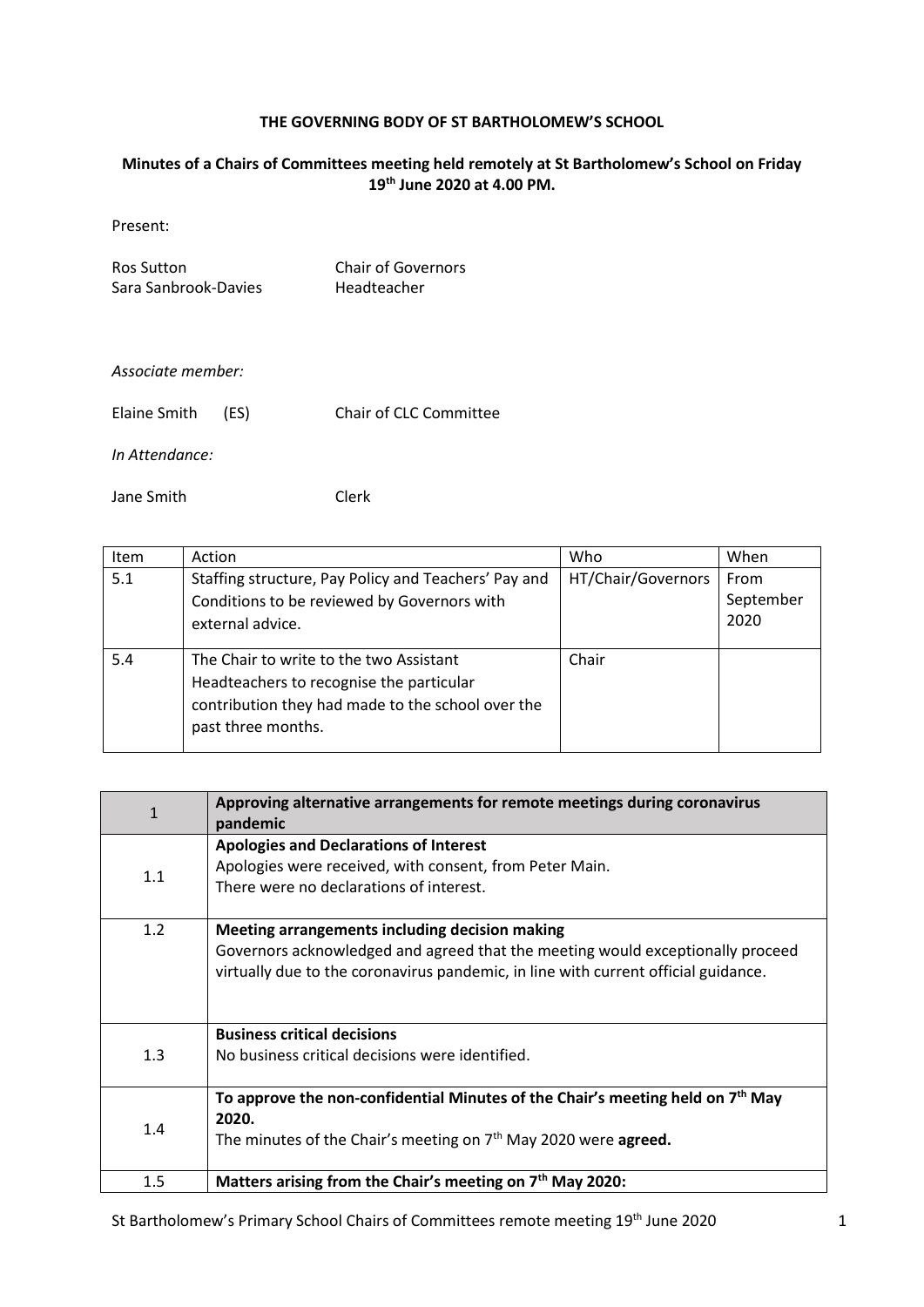**THE GOVERNING BODY OF ST BARTHOLOMEW'S SCHOOL**

**Minutes of a Chairs of Committees meeting held remotely at St Bartholomew's School on Friday 19th June 2020 at 4.00 PM.**

Present:

Ros Sutton — Chair of Governors
Sara Sanbrook-Davies — Headteacher

*Associate member:*

Elaine Smith (ES) — Chair of CLC Committee

*In Attendance:*

Jane Smith — Clerk

| Item | Action | Who | When |
|---|---|---|---|
| 5.1 | Staffing structure, Pay Policy and Teachers' Pay and Conditions to be reviewed by Governors with external advice. | HT/Chair/Governors | From September 2020 |
| 5.4 | The Chair to write to the two Assistant Headteachers to recognise the particular contribution they had made to the school over the past three months. | Chair | |

| 1 | **Approving alternative arrangements for remote meetings during coronavirus pandemic** |
|---|---|
| 1.1 | **Apologies and Declarations of Interest**<br>Apologies were received, with consent, from Peter Main.<br>There were no declarations of interest. |
| 1.2 | **Meeting arrangements including decision making**<br>Governors acknowledged and agreed that the meeting would exceptionally proceed virtually due to the coronavirus pandemic, in line with current official guidance. |
| 1.3 | **Business critical decisions**<br>No business critical decisions were identified. |
| 1.4 | **To approve the non-confidential Minutes of the Chair's meeting held on 7th May 2020.**<br>The minutes of the Chair's meeting on 7th May 2020 were **agreed.** |
| 1.5 | **Matters arising from the Chair's meeting on 7th May 2020:** |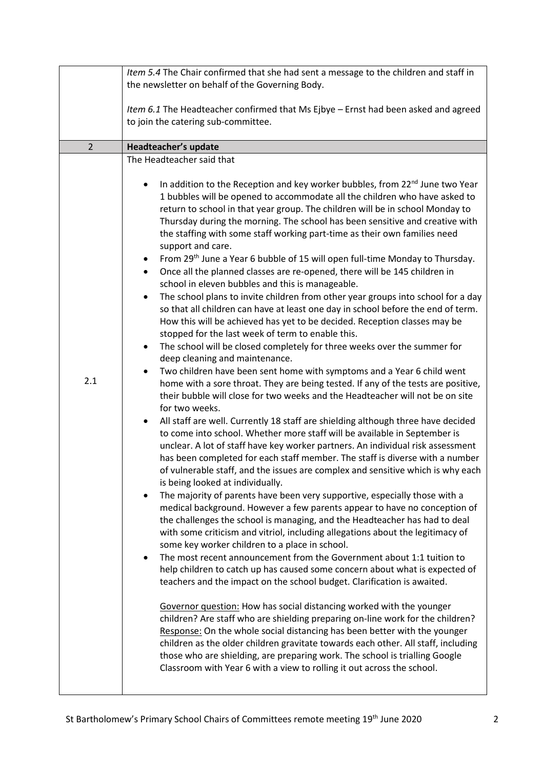|  | *Item 5.4* The Chair confirmed that she had sent a message to the children and staff in the newsletter on behalf of the Governing Body.<br><br>*Item 6.1* The Headteacher confirmed that Ms Ejbye – Ernst had been asked and agreed to join the catering sub-committee. |
|---|---|
| 2 | **Headteacher's update** |
| 2.1 | The Headteacher said that<br><br>• In addition to the Reception and key worker bubbles, from 22nd June two Year 1 bubbles will be opened to accommodate all the children who have asked to return to school in that year group. The children will be in school Monday to Thursday during the morning. The school has been sensitive and creative with the staffing with some staff working part-time as their own families need support and care.<br>• From 29th June a Year 6 bubble of 15 will open full-time Monday to Thursday.<br>• Once all the planned classes are re-opened, there will be 145 children in school in eleven bubbles and this is manageable.<br>• The school plans to invite children from other year groups into school for a day so that all children can have at least one day in school before the end of term. How this will be achieved has yet to be decided. Reception classes may be stopped for the last week of term to enable this.<br>• The school will be closed completely for three weeks over the summer for deep cleaning and maintenance.<br>• Two children have been sent home with symptoms and a Year 6 child went home with a sore throat. They are being tested. If any of the tests are positive, their bubble will close for two weeks and the Headteacher will not be on site for two weeks.<br>• All staff are well. Currently 18 staff are shielding although three have decided to come into school. Whether more staff will be available in September is unclear. A lot of staff have key worker partners. An individual risk assessment has been completed for each staff member. The staff is diverse with a number of vulnerable staff, and the issues are complex and sensitive which is why each is being looked at individually.<br>• The majority of parents have been very supportive, especially those with a medical background. However a few parents appear to have no conception of the challenges the school is managing, and the Headteacher has had to deal with some criticism and vitriol, including allegations about the legitimacy of some key worker children to a place in school.<br>• The most recent announcement from the Government about 1:1 tuition to help children to catch up has caused some concern about what is expected of teachers and the impact on the school budget. Clarification is awaited.<br><br>Governor question: How has social distancing worked with the younger children? Are staff who are shielding preparing on-line work for the children?<br>Response: On the whole social distancing has been better with the younger children as the older children gravitate towards each other. All staff, including those who are shielding, are preparing work. The school is trialling Google Classroom with Year 6 with a view to rolling it out across the school. |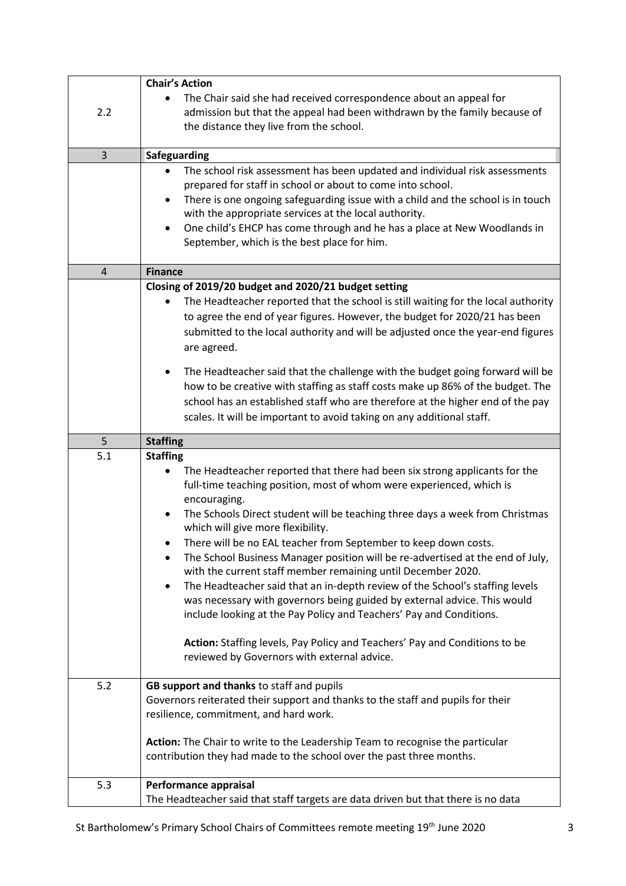| | |
|---|---|
| 2.2 | **Chair's Action**<br>• The Chair said she had received correspondence about an appeal for admission but that the appeal had been withdrawn by the family because of the distance they live from the school. |
| 3 | **Safeguarding** |
| | • The school risk assessment has been updated and individual risk assessments prepared for staff in school or about to come into school.<br>• There is one ongoing safeguarding issue with a child and the school is in touch with the appropriate services at the local authority.<br>• One child's EHCP has come through and he has a place at New Woodlands in September, which is the best place for him. |
| 4 | **Finance** |
| | **Closing of 2019/20 budget and 2020/21 budget setting**<br>• The Headteacher reported that the school is still waiting for the local authority to agree the end of year figures. However, the budget for 2020/21 has been submitted to the local authority and will be adjusted once the year-end figures are agreed.<br>• The Headteacher said that the challenge with the budget going forward will be how to be creative with staffing as staff costs make up 86% of the budget. The school has an established staff who are therefore at the higher end of the pay scales. It will be important to avoid taking on any additional staff. |
| 5 | **Staffing** |
| 5.1 | **Staffing**<br>• The Headteacher reported that there had been six strong applicants for the full-time teaching position, most of whom were experienced, which is encouraging.<br>• The Schools Direct student will be teaching three days a week from Christmas which will give more flexibility.<br>• There will be no EAL teacher from September to keep down costs.<br>• The School Business Manager position will be re-advertised at the end of July, with the current staff member remaining until December 2020.<br>• The Headteacher said that an in-depth review of the School's staffing levels was necessary with governors being guided by external advice. This would include looking at the Pay Policy and Teachers' Pay and Conditions.<br><br>**Action:** Staffing levels, Pay Policy and Teachers' Pay and Conditions to be reviewed by Governors with external advice. |
| 5.2 | **GB support and thanks** to staff and pupils<br>Governors reiterated their support and thanks to the staff and pupils for their resilience, commitment, and hard work.<br><br>**Action:** The Chair to write to the Leadership Team to recognise the particular contribution they had made to the school over the past three months. |
| 5.3 | **Performance appraisal**<br>The Headteacher said that staff targets are data driven but that there is no data |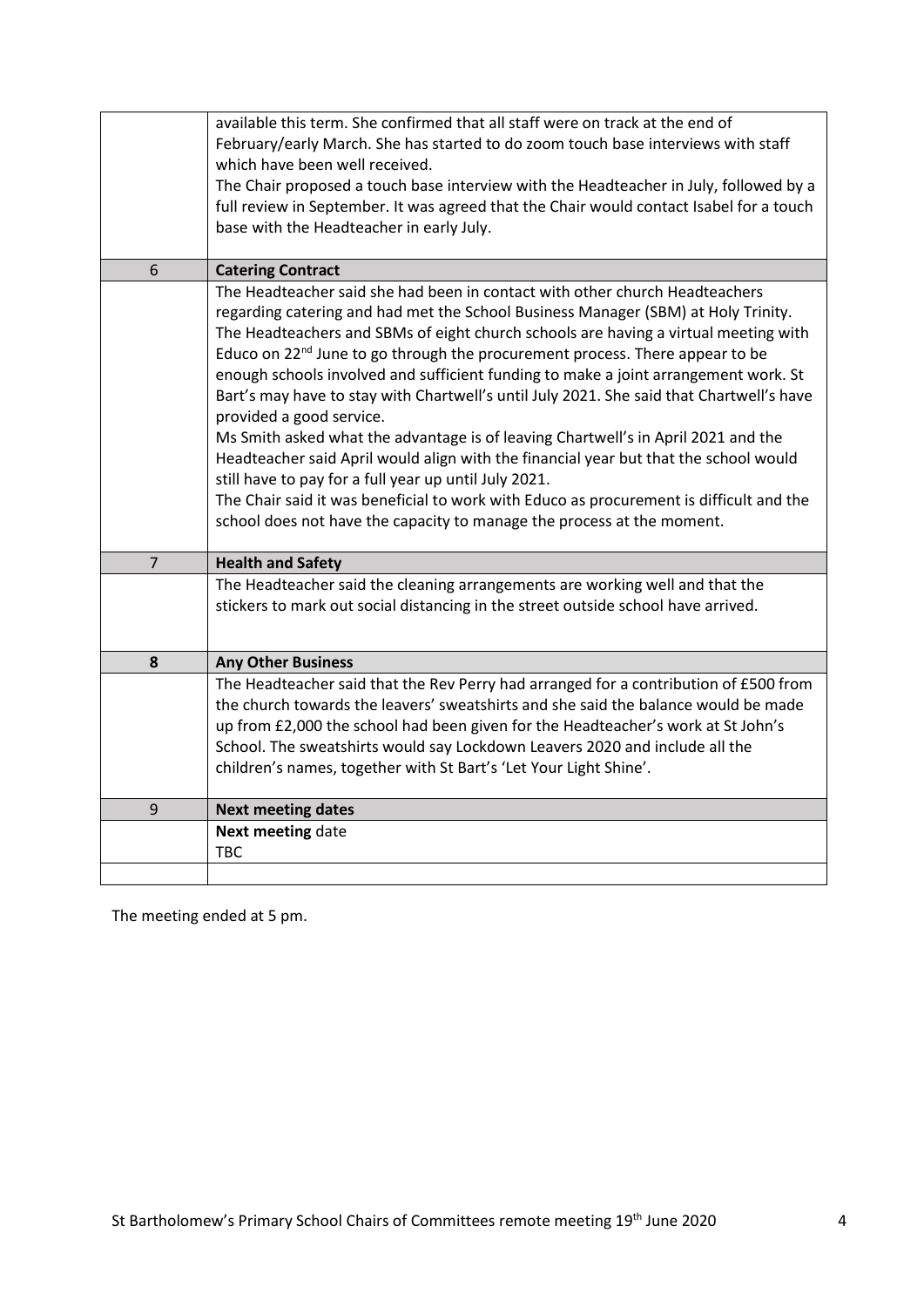| | |
|---|---|
| | available this term. She confirmed that all staff were on track at the end of February/early March. She has started to do zoom touch base interviews with staff which have been well received.<br>The Chair proposed a touch base interview with the Headteacher in July, followed by a full review in September. It was agreed that the Chair would contact Isabel for a touch base with the Headteacher in early July. |
| 6 | **Catering Contract** |
| | The Headteacher said she had been in contact with other church Headteachers regarding catering and had met the School Business Manager (SBM) at Holy Trinity. The Headteachers and SBMs of eight church schools are having a virtual meeting with Educo on 22nd June to go through the procurement process. There appear to be enough schools involved and sufficient funding to make a joint arrangement work. St Bart's may have to stay with Chartwell's until July 2021. She said that Chartwell's have provided a good service.<br>Ms Smith asked what the advantage is of leaving Chartwell's in April 2021 and the Headteacher said April would align with the financial year but that the school would still have to pay for a full year up until July 2021.<br>The Chair said it was beneficial to work with Educo as procurement is difficult and the school does not have the capacity to manage the process at the moment. |
| 7 | **Health and Safety** |
| | The Headteacher said the cleaning arrangements are working well and that the stickers to mark out social distancing in the street outside school have arrived. |
| **8** | **Any Other Business** |
| | The Headteacher said that the Rev Perry had arranged for a contribution of £500 from the church towards the leavers' sweatshirts and she said the balance would be made up from £2,000 the school had been given for the Headteacher's work at St John's School. The sweatshirts would say Lockdown Leavers 2020 and include all the children's names, together with St Bart's 'Let Your Light Shine'. |
| 9 | **Next meeting dates** |
| | **Next meeting** date<br>TBC |
| | |

The meeting ended at 5 pm.